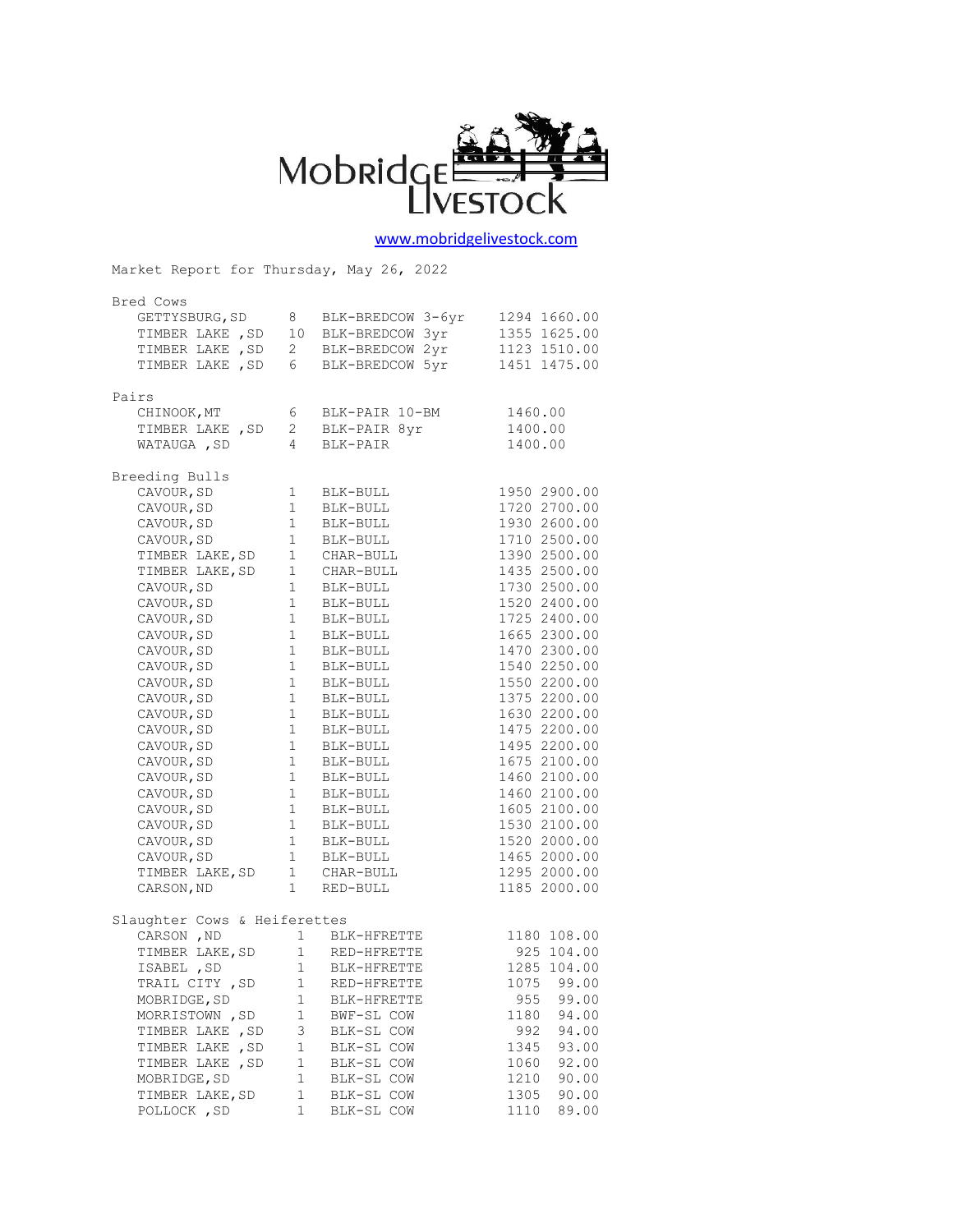# Mobridge Livestock

www.mobridgelivestock.com

Market Report for Thursday, May 26, 2022

## Bred Cows

| Location | Head | Description | Weight | Price |
|---|---|---|---|---|
| GETTYSBURG,SD | 8 | BLK-BREDCOW 3-6yr | 1294 | 1660.00 |
| TIMBER LAKE ,SD | 10 | BLK-BREDCOW 3yr | 1355 | 1625.00 |
| TIMBER LAKE ,SD | 2 | BLK-BREDCOW 2yr | 1123 | 1510.00 |
| TIMBER LAKE ,SD | 6 | BLK-BREDCOW 5yr | 1451 | 1475.00 |

## Pairs

| Location | Head | Description | Price |
|---|---|---|---|
| CHINOOK,MT | 6 | BLK-PAIR 10-BM | 1460.00 |
| TIMBER LAKE ,SD | 2 | BLK-PAIR 8yr | 1400.00 |
| WATAUGA ,SD | 4 | BLK-PAIR | 1400.00 |

## Breeding Bulls

| Location | Head | Description | Weight | Price |
|---|---|---|---|---|
| CAVOUR,SD | 1 | BLK-BULL | 1950 | 2900.00 |
| CAVOUR,SD | 1 | BLK-BULL | 1720 | 2700.00 |
| CAVOUR,SD | 1 | BLK-BULL | 1930 | 2600.00 |
| CAVOUR,SD | 1 | BLK-BULL | 1710 | 2500.00 |
| TIMBER LAKE,SD | 1 | CHAR-BULL | 1390 | 2500.00 |
| TIMBER LAKE,SD | 1 | CHAR-BULL | 1435 | 2500.00 |
| CAVOUR,SD | 1 | BLK-BULL | 1730 | 2500.00 |
| CAVOUR,SD | 1 | BLK-BULL | 1520 | 2400.00 |
| CAVOUR,SD | 1 | BLK-BULL | 1725 | 2400.00 |
| CAVOUR,SD | 1 | BLK-BULL | 1665 | 2300.00 |
| CAVOUR,SD | 1 | BLK-BULL | 1470 | 2300.00 |
| CAVOUR,SD | 1 | BLK-BULL | 1540 | 2250.00 |
| CAVOUR,SD | 1 | BLK-BULL | 1550 | 2200.00 |
| CAVOUR,SD | 1 | BLK-BULL | 1375 | 2200.00 |
| CAVOUR,SD | 1 | BLK-BULL | 1630 | 2200.00 |
| CAVOUR,SD | 1 | BLK-BULL | 1475 | 2200.00 |
| CAVOUR,SD | 1 | BLK-BULL | 1495 | 2200.00 |
| CAVOUR,SD | 1 | BLK-BULL | 1675 | 2100.00 |
| CAVOUR,SD | 1 | BLK-BULL | 1460 | 2100.00 |
| CAVOUR,SD | 1 | BLK-BULL | 1460 | 2100.00 |
| CAVOUR,SD | 1 | BLK-BULL | 1605 | 2100.00 |
| CAVOUR,SD | 1 | BLK-BULL | 1530 | 2100.00 |
| CAVOUR,SD | 1 | BLK-BULL | 1520 | 2000.00 |
| CAVOUR,SD | 1 | BLK-BULL | 1465 | 2000.00 |
| TIMBER LAKE,SD | 1 | CHAR-BULL | 1295 | 2000.00 |
| CARSON,ND | 1 | RED-BULL | 1185 | 2000.00 |

## Slaughter Cows & Heiferettes

| Location | Head | Description | Weight | Price |
|---|---|---|---|---|
| CARSON ,ND | 1 | BLK-HFRETTE | 1180 | 108.00 |
| TIMBER LAKE,SD | 1 | RED-HFRETTE | 925 | 104.00 |
| ISABEL ,SD | 1 | BLK-HFRETTE | 1285 | 104.00 |
| TRAIL CITY ,SD | 1 | RED-HFRETTE | 1075 | 99.00 |
| MOBRIDGE,SD | 1 | BLK-HFRETTE | 955 | 99.00 |
| MORRISTOWN ,SD | 1 | BWF-SL COW | 1180 | 94.00 |
| TIMBER LAKE ,SD | 3 | BLK-SL COW | 992 | 94.00 |
| TIMBER LAKE ,SD | 1 | BLK-SL COW | 1345 | 93.00 |
| TIMBER LAKE ,SD | 1 | BLK-SL COW | 1060 | 92.00 |
| MOBRIDGE,SD | 1 | BLK-SL COW | 1210 | 90.00 |
| TIMBER LAKE,SD | 1 | BLK-SL COW | 1305 | 90.00 |
| POLLOCK ,SD | 1 | BLK-SL COW | 1110 | 89.00 |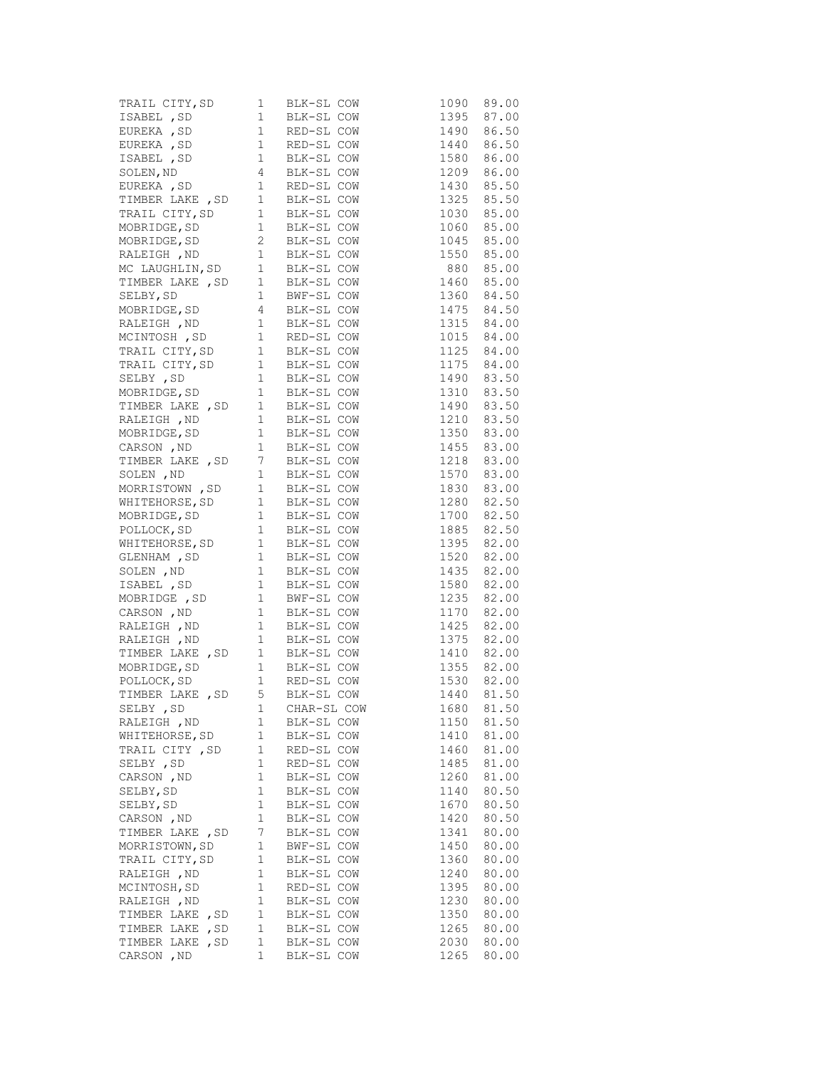| | | | | |
|---|---|---|---|---|
| TRAIL CITY,SD | 1 | BLK-SL COW | 1090 | 89.00 |
| ISABEL ,SD | 1 | BLK-SL COW | 1395 | 87.00 |
| EUREKA ,SD | 1 | RED-SL COW | 1490 | 86.50 |
| EUREKA ,SD | 1 | RED-SL COW | 1440 | 86.50 |
| ISABEL ,SD | 1 | BLK-SL COW | 1580 | 86.00 |
| SOLEN,ND | 4 | BLK-SL COW | 1209 | 86.00 |
| EUREKA ,SD | 1 | RED-SL COW | 1430 | 85.50 |
| TIMBER LAKE ,SD | 1 | BLK-SL COW | 1325 | 85.50 |
| TRAIL CITY,SD | 1 | BLK-SL COW | 1030 | 85.00 |
| MOBRIDGE,SD | 1 | BLK-SL COW | 1060 | 85.00 |
| MOBRIDGE,SD | 2 | BLK-SL COW | 1045 | 85.00 |
| RALEIGH ,ND | 1 | BLK-SL COW | 1550 | 85.00 |
| MC LAUGHLIN,SD | 1 | BLK-SL COW | 880 | 85.00 |
| TIMBER LAKE ,SD | 1 | BLK-SL COW | 1460 | 85.00 |
| SELBY,SD | 1 | BWF-SL COW | 1360 | 84.50 |
| MOBRIDGE,SD | 4 | BLK-SL COW | 1475 | 84.50 |
| RALEIGH ,ND | 1 | BLK-SL COW | 1315 | 84.00 |
| MCINTOSH ,SD | 1 | RED-SL COW | 1015 | 84.00 |
| TRAIL CITY,SD | 1 | BLK-SL COW | 1125 | 84.00 |
| TRAIL CITY,SD | 1 | BLK-SL COW | 1175 | 84.00 |
| SELBY ,SD | 1 | BLK-SL COW | 1490 | 83.50 |
| MOBRIDGE,SD | 1 | BLK-SL COW | 1310 | 83.50 |
| TIMBER LAKE ,SD | 1 | BLK-SL COW | 1490 | 83.50 |
| RALEIGH ,ND | 1 | BLK-SL COW | 1210 | 83.50 |
| MOBRIDGE,SD | 1 | BLK-SL COW | 1350 | 83.00 |
| CARSON ,ND | 1 | BLK-SL COW | 1455 | 83.00 |
| TIMBER LAKE ,SD | 7 | BLK-SL COW | 1218 | 83.00 |
| SOLEN ,ND | 1 | BLK-SL COW | 1570 | 83.00 |
| MORRISTOWN ,SD | 1 | BLK-SL COW | 1830 | 83.00 |
| WHITEHORSE,SD | 1 | BLK-SL COW | 1280 | 82.50 |
| MOBRIDGE,SD | 1 | BLK-SL COW | 1700 | 82.50 |
| POLLOCK,SD | 1 | BLK-SL COW | 1885 | 82.50 |
| WHITEHORSE,SD | 1 | BLK-SL COW | 1395 | 82.00 |
| GLENHAM ,SD | 1 | BLK-SL COW | 1520 | 82.00 |
| SOLEN ,ND | 1 | BLK-SL COW | 1435 | 82.00 |
| ISABEL ,SD | 1 | BLK-SL COW | 1580 | 82.00 |
| MOBRIDGE ,SD | 1 | BWF-SL COW | 1235 | 82.00 |
| CARSON ,ND | 1 | BLK-SL COW | 1170 | 82.00 |
| RALEIGH ,ND | 1 | BLK-SL COW | 1425 | 82.00 |
| RALEIGH ,ND | 1 | BLK-SL COW | 1375 | 82.00 |
| TIMBER LAKE ,SD | 1 | BLK-SL COW | 1410 | 82.00 |
| MOBRIDGE,SD | 1 | BLK-SL COW | 1355 | 82.00 |
| POLLOCK,SD | 1 | RED-SL COW | 1530 | 82.00 |
| TIMBER LAKE ,SD | 5 | BLK-SL COW | 1440 | 81.50 |
| SELBY ,SD | 1 | CHAR-SL COW | 1680 | 81.50 |
| RALEIGH ,ND | 1 | BLK-SL COW | 1150 | 81.50 |
| WHITEHORSE,SD | 1 | BLK-SL COW | 1410 | 81.00 |
| TRAIL CITY ,SD | 1 | RED-SL COW | 1460 | 81.00 |
| SELBY ,SD | 1 | RED-SL COW | 1485 | 81.00 |
| CARSON ,ND | 1 | BLK-SL COW | 1260 | 81.00 |
| SELBY,SD | 1 | BLK-SL COW | 1140 | 80.50 |
| SELBY,SD | 1 | BLK-SL COW | 1670 | 80.50 |
| CARSON ,ND | 1 | BLK-SL COW | 1420 | 80.50 |
| TIMBER LAKE ,SD | 7 | BLK-SL COW | 1341 | 80.00 |
| MORRISTOWN,SD | 1 | BWF-SL COW | 1450 | 80.00 |
| TRAIL CITY,SD | 1 | BLK-SL COW | 1360 | 80.00 |
| RALEIGH ,ND | 1 | BLK-SL COW | 1240 | 80.00 |
| MCINTOSH,SD | 1 | RED-SL COW | 1395 | 80.00 |
| RALEIGH ,ND | 1 | BLK-SL COW | 1230 | 80.00 |
| TIMBER LAKE ,SD | 1 | BLK-SL COW | 1350 | 80.00 |
| TIMBER LAKE ,SD | 1 | BLK-SL COW | 1265 | 80.00 |
| TIMBER LAKE ,SD | 1 | BLK-SL COW | 2030 | 80.00 |
| CARSON ,ND | 1 | BLK-SL COW | 1265 | 80.00 |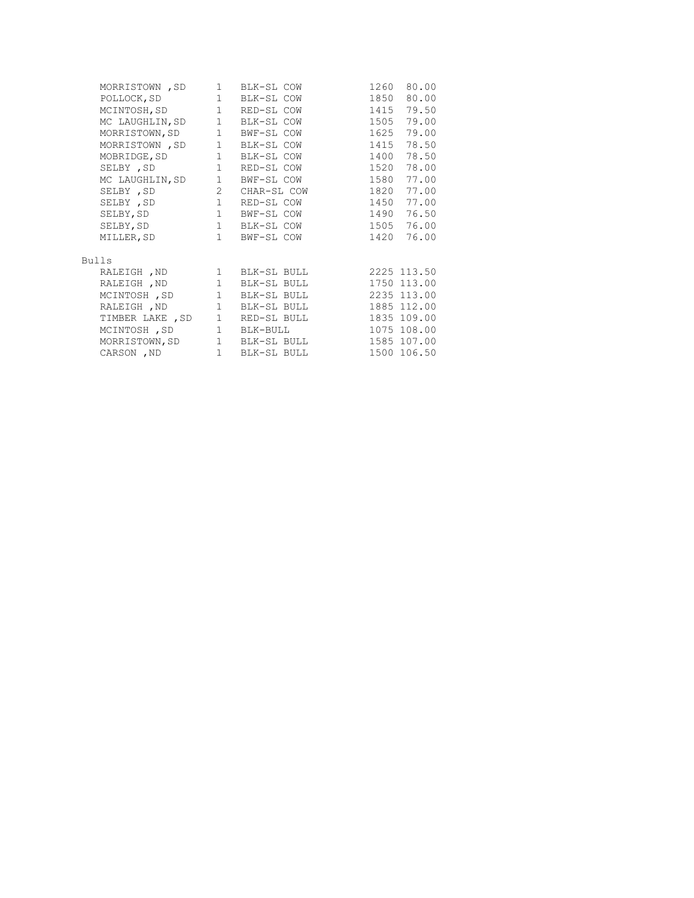| | | | | |
|---|---|---|---|---|
| MORRISTOWN ,SD | 1 | BLK-SL COW | 1260 | 80.00 |
| POLLOCK,SD | 1 | BLK-SL COW | 1850 | 80.00 |
| MCINTOSH,SD | 1 | RED-SL COW | 1415 | 79.50 |
| MC LAUGHLIN,SD | 1 | BLK-SL COW | 1505 | 79.00 |
| MORRISTOWN,SD | 1 | BWF-SL COW | 1625 | 79.00 |
| MORRISTOWN ,SD | 1 | BLK-SL COW | 1415 | 78.50 |
| MOBRIDGE,SD | 1 | BLK-SL COW | 1400 | 78.50 |
| SELBY ,SD | 1 | RED-SL COW | 1520 | 78.00 |
| MC LAUGHLIN,SD | 1 | BWF-SL COW | 1580 | 77.00 |
| SELBY ,SD | 2 | CHAR-SL COW | 1820 | 77.00 |
| SELBY ,SD | 1 | RED-SL COW | 1450 | 77.00 |
| SELBY,SD | 1 | BWF-SL COW | 1490 | 76.50 |
| SELBY,SD | 1 | BLK-SL COW | 1505 | 76.00 |
| MILLER,SD | 1 | BWF-SL COW | 1420 | 76.00 |

Bulls

| | | | | |
|---|---|---|---|---|
| RALEIGH ,ND | 1 | BLK-SL BULL | 2225 | 113.50 |
| RALEIGH ,ND | 1 | BLK-SL BULL | 1750 | 113.00 |
| MCINTOSH ,SD | 1 | BLK-SL BULL | 2235 | 113.00 |
| RALEIGH ,ND | 1 | BLK-SL BULL | 1885 | 112.00 |
| TIMBER LAKE ,SD | 1 | RED-SL BULL | 1835 | 109.00 |
| MCINTOSH ,SD | 1 | BLK-BULL | 1075 | 108.00 |
| MORRISTOWN,SD | 1 | BLK-SL BULL | 1585 | 107.00 |
| CARSON ,ND | 1 | BLK-SL BULL | 1500 | 106.50 |